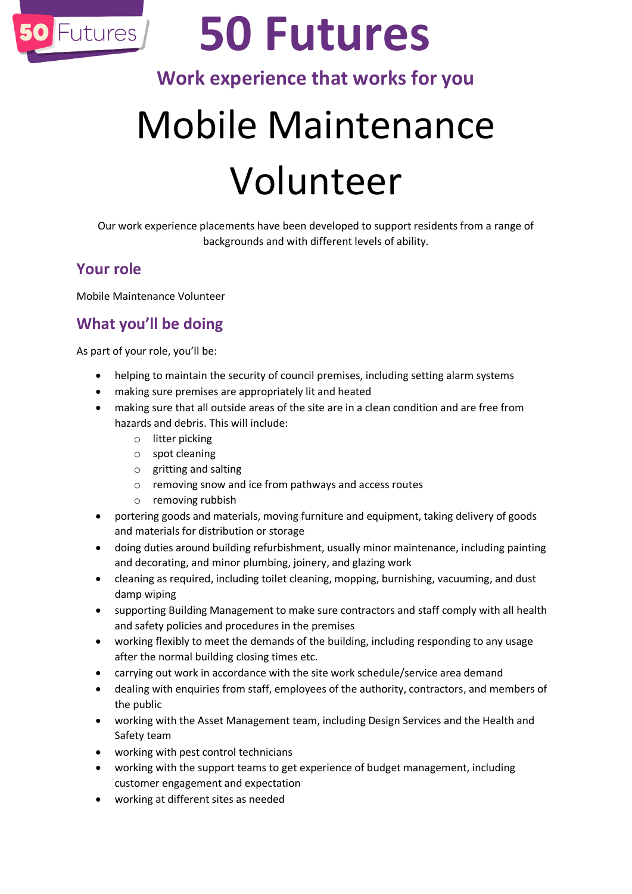# 50 Futures

## Work experience that works for you

# Mobile Maintenance Volunteer

Our work experience placements have been developed to support residents from a range of backgrounds and with different levels of ability.

## Your role

Mobile Maintenance Volunteer

## What you'll be doing

As part of your role, you'll be:

- helping to maintain the security of council premises, including setting alarm systems
- making sure premises are appropriately lit and heated
- making sure that all outside areas of the site are in a clean condition and are free from hazards and debris. This will include:
  - litter picking
  - spot cleaning
  - gritting and salting
  - removing snow and ice from pathways and access routes
  - removing rubbish
- portering goods and materials, moving furniture and equipment, taking delivery of goods and materials for distribution or storage
- doing duties around building refurbishment, usually minor maintenance, including painting and decorating, and minor plumbing, joinery, and glazing work
- cleaning as required, including toilet cleaning, mopping, burnishing, vacuuming, and dust damp wiping
- supporting Building Management to make sure contractors and staff comply with all health and safety policies and procedures in the premises
- working flexibly to meet the demands of the building, including responding to any usage after the normal building closing times etc.
- carrying out work in accordance with the site work schedule/service area demand
- dealing with enquiries from staff, employees of the authority, contractors, and members of the public
- working with the Asset Management team, including Design Services and the Health and Safety team
- working with pest control technicians
- working with the support teams to get experience of budget management, including customer engagement and expectation
- working at different sites as needed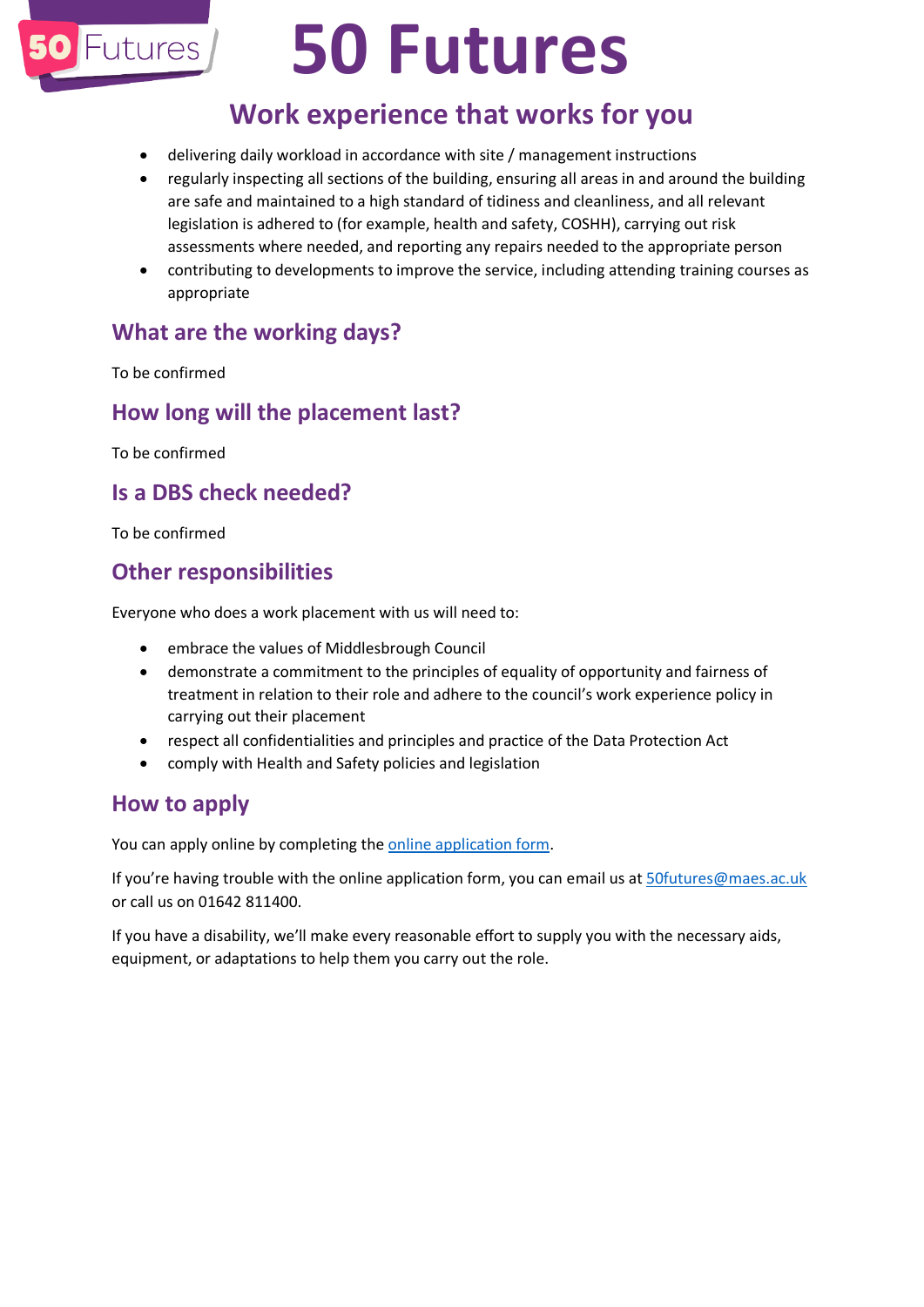# 50 Futures

## Work experience that works for you

- delivering daily workload in accordance with site / management instructions
- regularly inspecting all sections of the building, ensuring all areas in and around the building are safe and maintained to a high standard of tidiness and cleanliness, and all relevant legislation is adhered to (for example, health and safety, COSHH), carrying out risk assessments where needed, and reporting any repairs needed to the appropriate person
- contributing to developments to improve the service, including attending training courses as appropriate

### What are the working days?

To be confirmed

### How long will the placement last?

To be confirmed

### Is a DBS check needed?

To be confirmed

### Other responsibilities

Everyone who does a work placement with us will need to:

- embrace the values of Middlesbrough Council
- demonstrate a commitment to the principles of equality of opportunity and fairness of treatment in relation to their role and adhere to the council's work experience policy in carrying out their placement
- respect all confidentialities and principles and practice of the Data Protection Act
- comply with Health and Safety policies and legislation

### How to apply

You can apply online by completing the online application form.

If you're having trouble with the online application form, you can email us at 50futures@maes.ac.uk or call us on 01642 811400.

If you have a disability, we'll make every reasonable effort to supply you with the necessary aids, equipment, or adaptations to help them you carry out the role.